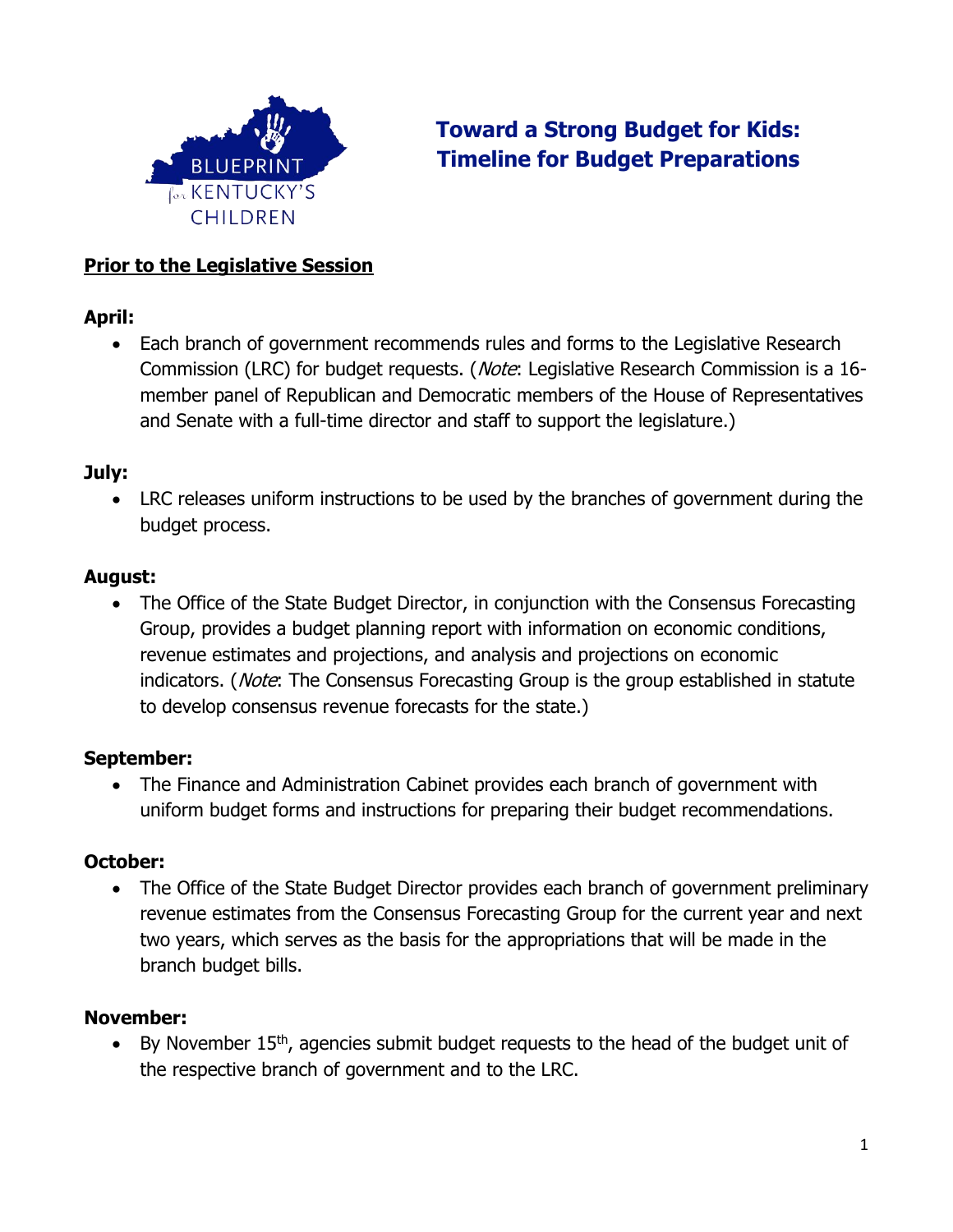# Toward a Strong Budget for Kids: Timeline for Budget Preparations

BLUEPRINT for KENTUCKY'S CHILDREN

## Prior to the Legislative Session

**April:**

- Each branch of government recommends rules and forms to the Legislative Research Commission (LRC) for budget requests. (*Note*: Legislative Research Commission is a 16-member panel of Republican and Democratic members of the House of Representatives and Senate with a full-time director and staff to support the legislature.)

**July:**

- LRC releases uniform instructions to be used by the branches of government during the budget process.

**August:**

- The Office of the State Budget Director, in conjunction with the Consensus Forecasting Group, provides a budget planning report with information on economic conditions, revenue estimates and projections, and analysis and projections on economic indicators. (*Note*: The Consensus Forecasting Group is the group established in statute to develop consensus revenue forecasts for the state.)

**September:**

- The Finance and Administration Cabinet provides each branch of government with uniform budget forms and instructions for preparing their budget recommendations.

**October:**

- The Office of the State Budget Director provides each branch of government preliminary revenue estimates from the Consensus Forecasting Group for the current year and next two years, which serves as the basis for the appropriations that will be made in the branch budget bills.

**November:**

- By November 15th, agencies submit budget requests to the head of the budget unit of the respective branch of government and to the LRC.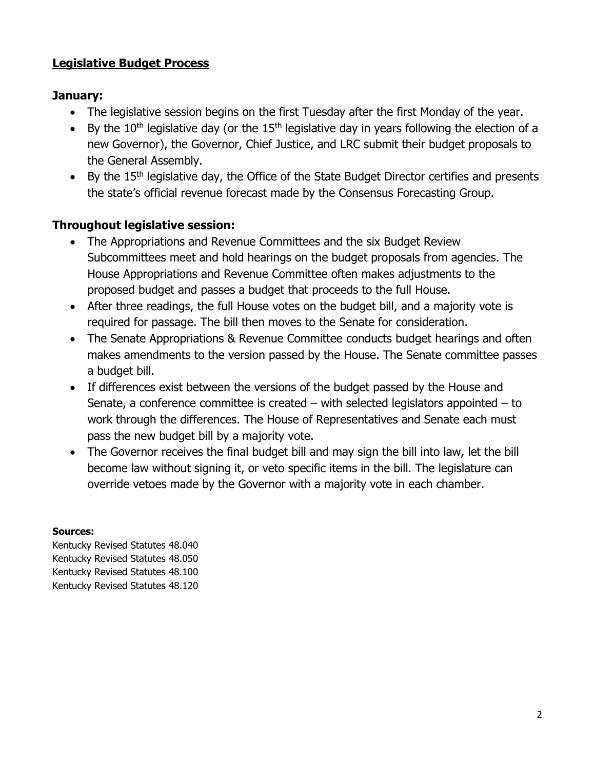## **Legislative Budget Process**

### January:

- The legislative session begins on the first Tuesday after the first Monday of the year.
- By the 10th legislative day (or the 15th legislative day in years following the election of a new Governor), the Governor, Chief Justice, and LRC submit their budget proposals to the General Assembly.
- By the 15th legislative day, the Office of the State Budget Director certifies and presents the state's official revenue forecast made by the Consensus Forecasting Group.

### Throughout legislative session:

- The Appropriations and Revenue Committees and the six Budget Review Subcommittees meet and hold hearings on the budget proposals from agencies. The House Appropriations and Revenue Committee often makes adjustments to the proposed budget and passes a budget that proceeds to the full House.
- After three readings, the full House votes on the budget bill, and a majority vote is required for passage. The bill then moves to the Senate for consideration.
- The Senate Appropriations & Revenue Committee conducts budget hearings and often makes amendments to the version passed by the House. The Senate committee passes a budget bill.
- If differences exist between the versions of the budget passed by the House and Senate, a conference committee is created – with selected legislators appointed – to work through the differences. The House of Representatives and Senate each must pass the new budget bill by a majority vote.
- The Governor receives the final budget bill and may sign the bill into law, let the bill become law without signing it, or veto specific items in the bill. The legislature can override vetoes made by the Governor with a majority vote in each chamber.

**Sources:**

Kentucky Revised Statutes 48.040
Kentucky Revised Statutes 48.050
Kentucky Revised Statutes 48.100
Kentucky Revised Statutes 48.120